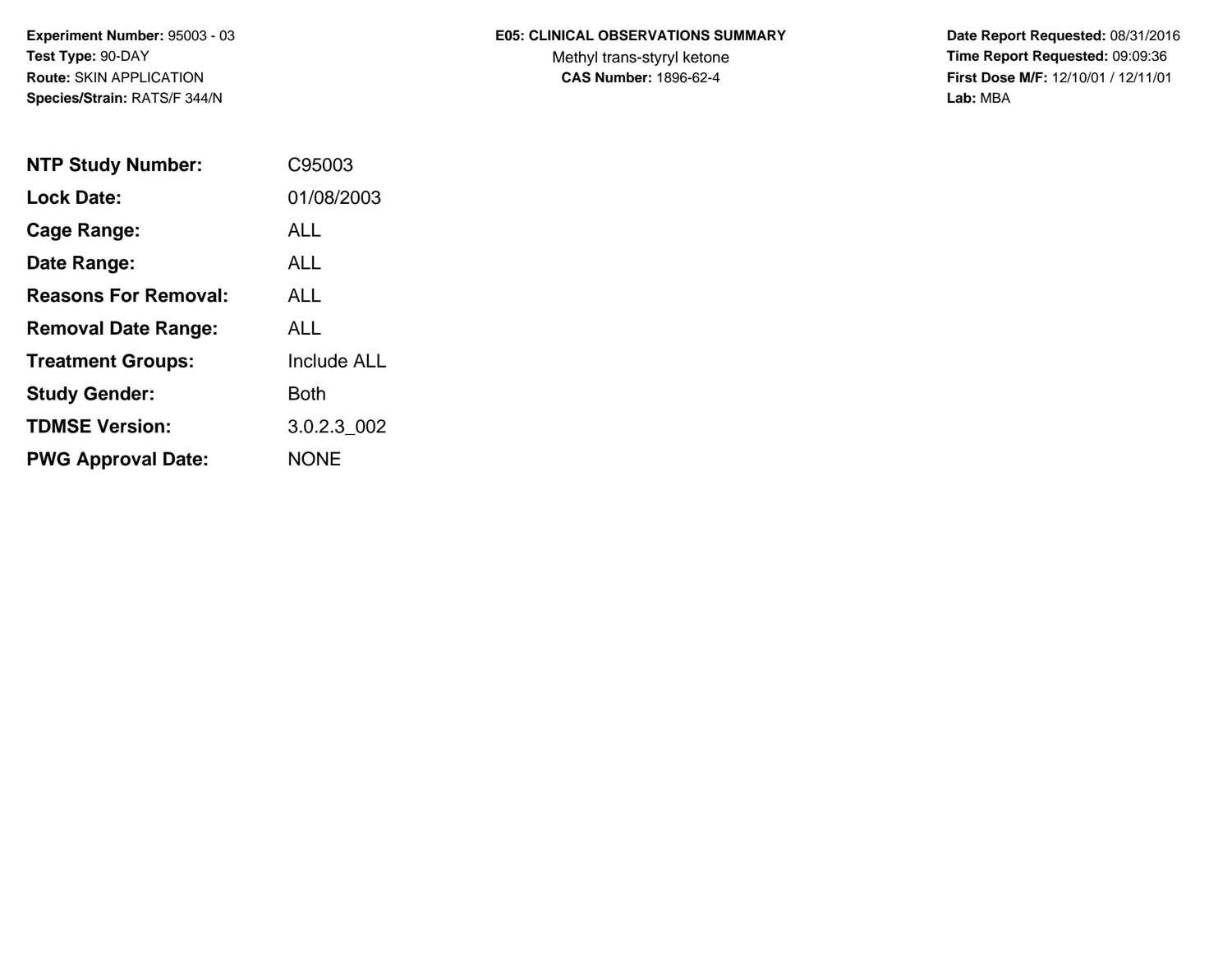**Experiment Number:** 95003 - 03
**Test Type:** 90-DAY
**Route:** SKIN APPLICATION
**Species/Strain:** RATS/F 344/N

**E05: CLINICAL OBSERVATIONS SUMMARY**
Methyl trans-styryl ketone
**CAS Number:** 1896-62-4

**Date Report Requested:** 08/31/2016
**Time Report Requested:** 09:09:36
**First Dose M/F:** 12/10/01 / 12/11/01
**Lab:** MBA

| | |
|---|---|
| **NTP Study Number:** | C95003 |
| **Lock Date:** | 01/08/2003 |
| **Cage Range:** | ALL |
| **Date Range:** | ALL |
| **Reasons For Removal:** | ALL |
| **Removal Date Range:** | ALL |
| **Treatment Groups:** | Include ALL |
| **Study Gender:** | Both |
| **TDMSE Version:** | 3.0.2.3_002 |
| **PWG Approval Date:** | NONE |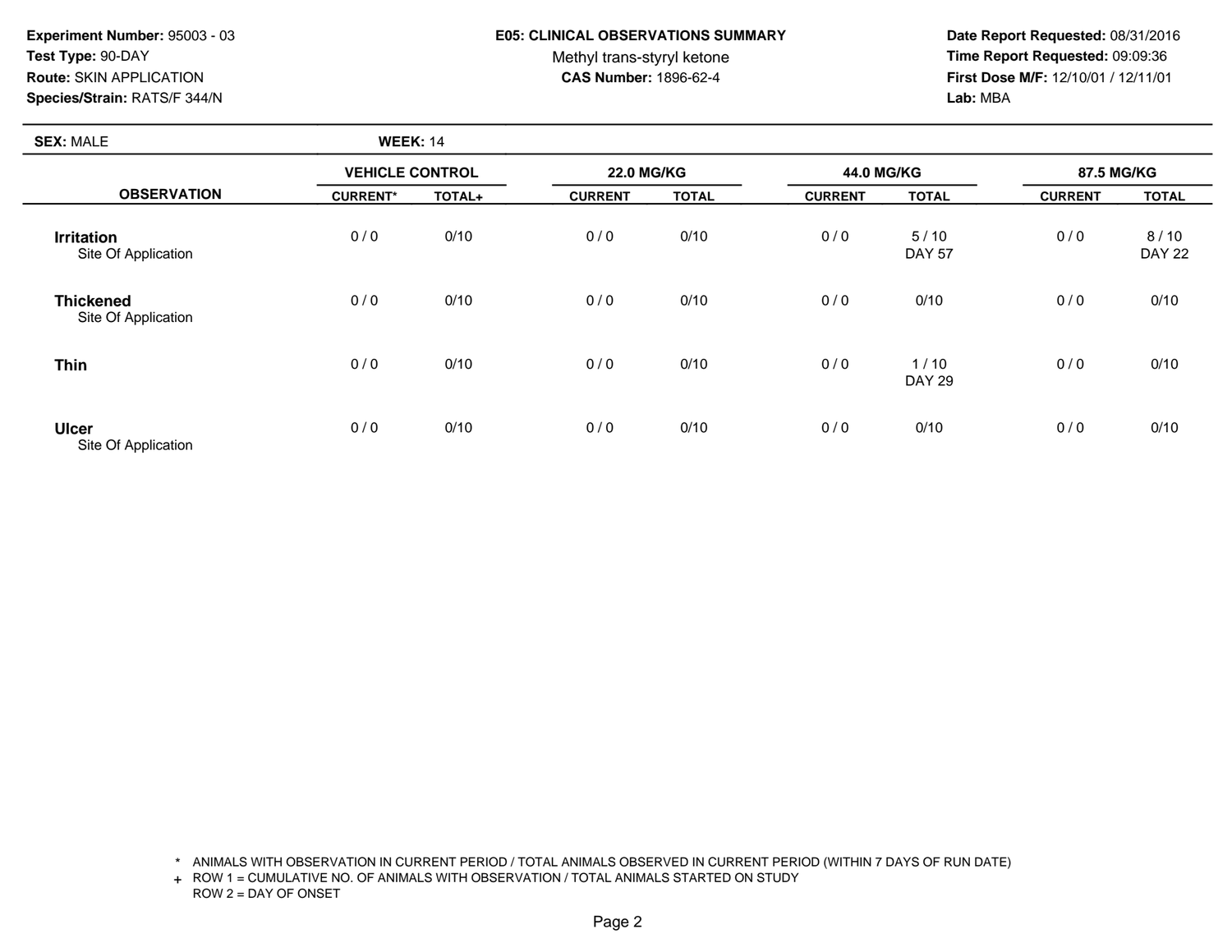**Experiment Number:** 95003 - 03
**Test Type:** 90-DAY
**Route:** SKIN APPLICATION
**Species/Strain:** RATS/F 344/N

# E05: CLINICAL OBSERVATIONS SUMMARY

Methyl trans-styryl ketone
**CAS Number:** 1896-62-4

**Date Report Requested:** 08/31/2016
**Time Report Requested:** 09:09:36
**First Dose M/F:** 12/10/01 / 12/11/01
**Lab:** MBA

**SEX:** MALE **WEEK:** 14

| OBSERVATION | VEHICLE CONTROL | | 22.0 MG/KG | | 44.0 MG/KG | | 87.5 MG/KG | |
|---|---|---|---|---|---|---|---|---|
| | CURRENT* | TOTAL+ | CURRENT | TOTAL | CURRENT | TOTAL | CURRENT | TOTAL |
| **Irritation** Site Of Application | 0 / 0 | 0/10 | 0 / 0 | 0/10 | 0 / 0 | 5 / 10 DAY 57 | 0 / 0 | 8 / 10 DAY 22 |
| **Thickened** Site Of Application | 0 / 0 | 0/10 | 0 / 0 | 0/10 | 0 / 0 | 0/10 | 0 / 0 | 0/10 |
| **Thin** | 0 / 0 | 0/10 | 0 / 0 | 0/10 | 0 / 0 | 1 / 10 DAY 29 | 0 / 0 | 0/10 |
| **Ulcer** Site Of Application | 0 / 0 | 0/10 | 0 / 0 | 0/10 | 0 / 0 | 0/10 | 0 / 0 | 0/10 |

\* ANIMALS WITH OBSERVATION IN CURRENT PERIOD / TOTAL ANIMALS OBSERVED IN CURRENT PERIOD (WITHIN 7 DAYS OF RUN DATE)

\+ ROW 1 = CUMULATIVE NO. OF ANIMALS WITH OBSERVATION / TOTAL ANIMALS STARTED ON STUDY
ROW 2 = DAY OF ONSET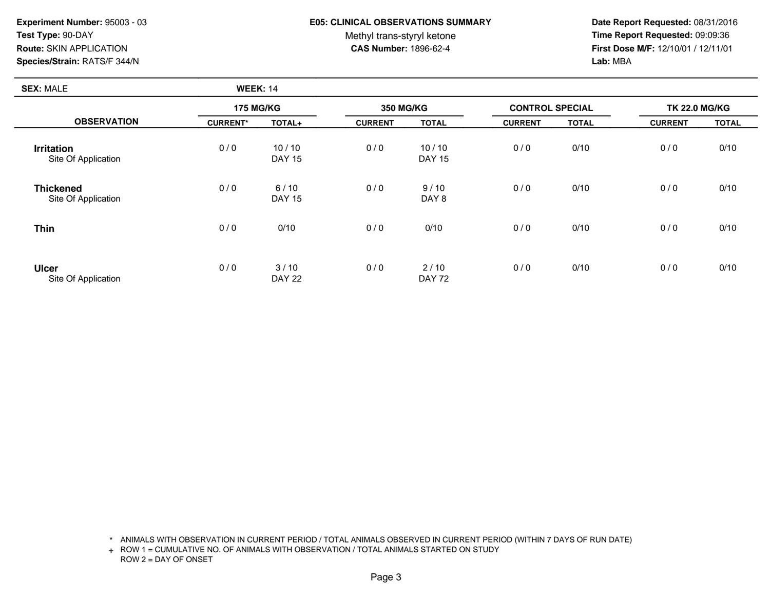**Experiment Number:** 95003 - 03
**Test Type:** 90-DAY
**Route:** SKIN APPLICATION
**Species/Strain:** RATS/F 344/N

**E05: CLINICAL OBSERVATIONS SUMMARY**
Methyl trans-styryl ketone
**CAS Number:** 1896-62-4

**Date Report Requested:** 08/31/2016
**Time Report Requested:** 09:09:36
**First Dose M/F:** 12/10/01 / 12/11/01
**Lab:** MBA

**SEX:** MALE **WEEK:** 14

| OBSERVATION | 175 MG/KG | | 350 MG/KG | | CONTROL SPECIAL | | TK 22.0 MG/KG | |
|---|---|---|---|---|---|---|---|---|
| | CURRENT* | TOTAL+ | CURRENT | TOTAL | CURRENT | TOTAL | CURRENT | TOTAL |
| **Irritation** Site Of Application | 0 / 0 | 10 / 10 DAY 15 | 0 / 0 | 10 / 10 DAY 15 | 0 / 0 | 0/10 | 0 / 0 | 0/10 |
| **Thickened** Site Of Application | 0 / 0 | 6 / 10 DAY 15 | 0 / 0 | 9 / 10 DAY 8 | 0 / 0 | 0/10 | 0 / 0 | 0/10 |
| **Thin** | 0 / 0 | 0/10 | 0 / 0 | 0/10 | 0 / 0 | 0/10 | 0 / 0 | 0/10 |
| **Ulcer** Site Of Application | 0 / 0 | 3 / 10 DAY 22 | 0 / 0 | 2 / 10 DAY 72 | 0 / 0 | 0/10 | 0 / 0 | 0/10 |

\* ANIMALS WITH OBSERVATION IN CURRENT PERIOD / TOTAL ANIMALS OBSERVED IN CURRENT PERIOD (WITHIN 7 DAYS OF RUN DATE)
\+ ROW 1 = CUMULATIVE NO. OF ANIMALS WITH OBSERVATION / TOTAL ANIMALS STARTED ON STUDY
ROW 2 = DAY OF ONSET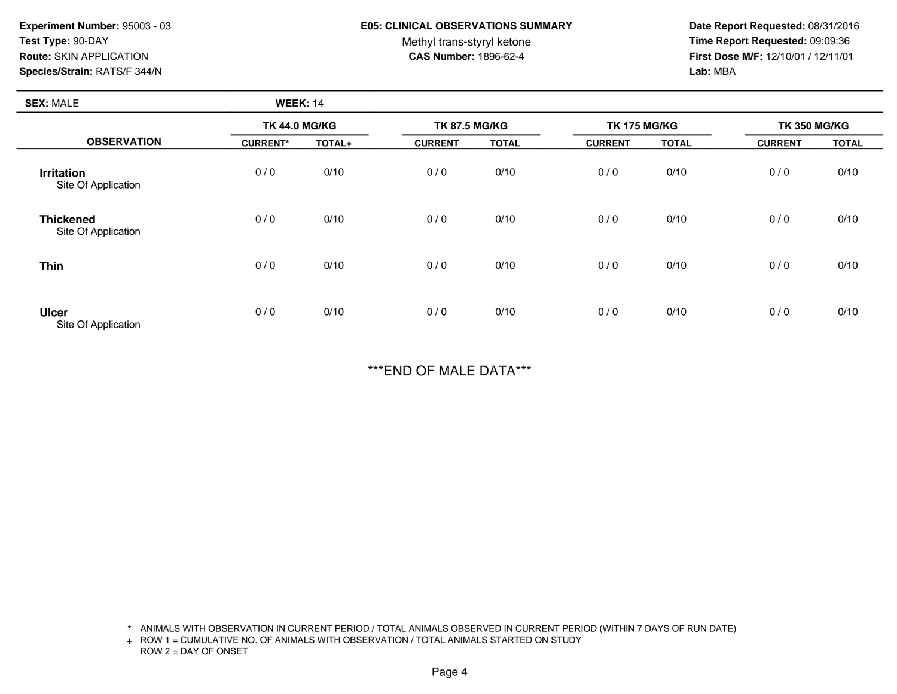**Experiment Number:** 95003 - 03
**Test Type:** 90-DAY
**Route:** SKIN APPLICATION
**Species/Strain:** RATS/F 344/N

## E05: CLINICAL OBSERVATIONS SUMMARY

Methyl trans-styryl ketone
**CAS Number:** 1896-62-4

**Date Report Requested:** 08/31/2016
**Time Report Requested:** 09:09:36
**First Dose M/F:** 12/10/01 / 12/11/01
**Lab:** MBA

**SEX:** MALE **WEEK:** 14

| OBSERVATION | TK 44.0 MG/KG | | TK 87.5 MG/KG | | TK 175 MG/KG | | TK 350 MG/KG | |
|---|---|---|---|---|---|---|---|---|
| | CURRENT* | TOTAL+ | CURRENT | TOTAL | CURRENT | TOTAL | CURRENT | TOTAL |
| **Irritation** Site Of Application | 0 / 0 | 0/10 | 0 / 0 | 0/10 | 0 / 0 | 0/10 | 0 / 0 | 0/10 |
| **Thickened** Site Of Application | 0 / 0 | 0/10 | 0 / 0 | 0/10 | 0 / 0 | 0/10 | 0 / 0 | 0/10 |
| **Thin** | 0 / 0 | 0/10 | 0 / 0 | 0/10 | 0 / 0 | 0/10 | 0 / 0 | 0/10 |
| **Ulcer** Site Of Application | 0 / 0 | 0/10 | 0 / 0 | 0/10 | 0 / 0 | 0/10 | 0 / 0 | 0/10 |

***END OF MALE DATA***

* ANIMALS WITH OBSERVATION IN CURRENT PERIOD / TOTAL ANIMALS OBSERVED IN CURRENT PERIOD (WITHIN 7 DAYS OF RUN DATE)
+ ROW 1 = CUMULATIVE NO. OF ANIMALS WITH OBSERVATION / TOTAL ANIMALS STARTED ON STUDY
ROW 2 = DAY OF ONSET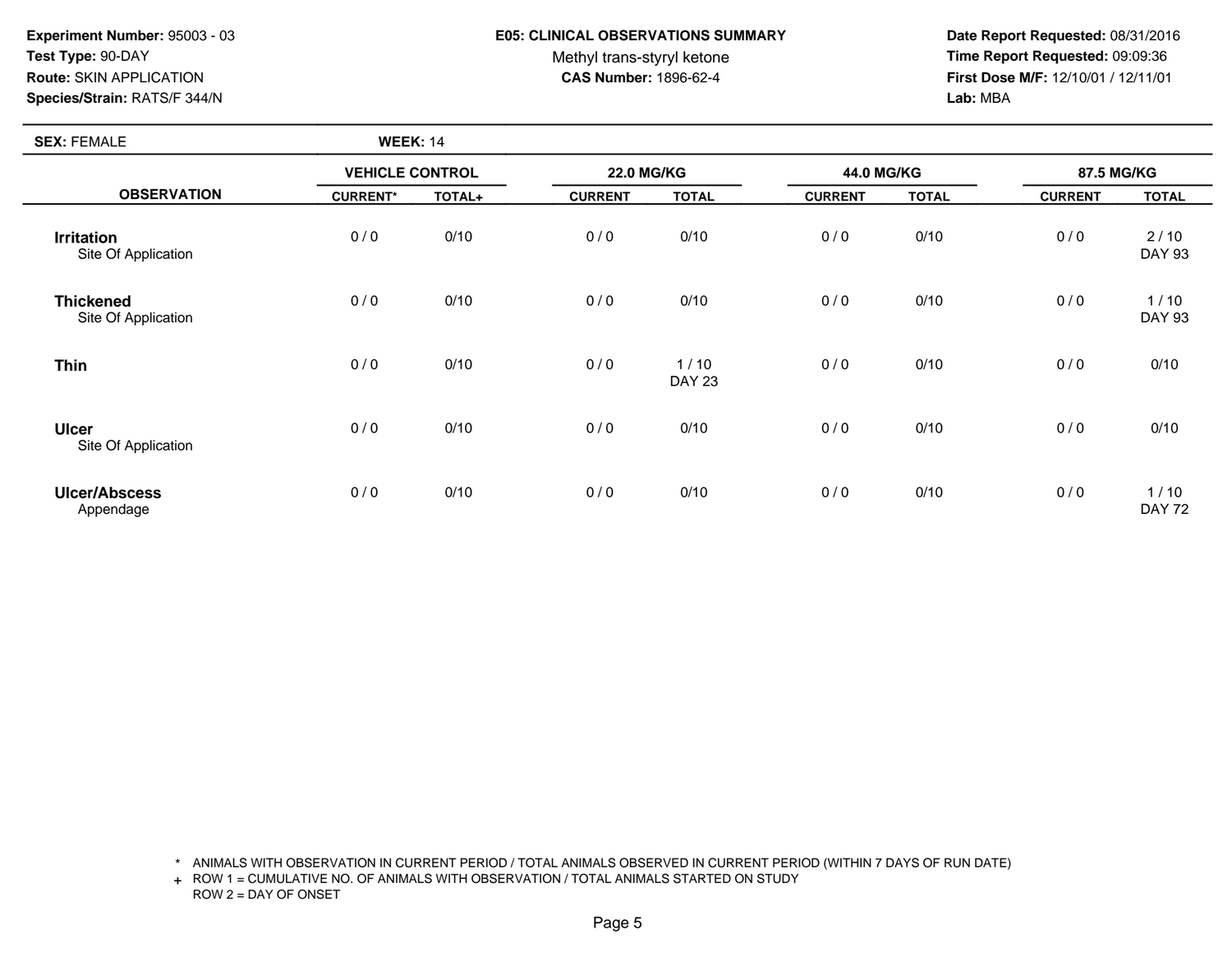**Experiment Number:** 95003 - 03
**Test Type:** 90-DAY
**Route:** SKIN APPLICATION
**Species/Strain:** RATS/F 344/N

**E05: CLINICAL OBSERVATIONS SUMMARY**
Methyl trans-styryl ketone
**CAS Number:** 1896-62-4

**Date Report Requested:** 08/31/2016
**Time Report Requested:** 09:09:36
**First Dose M/F:** 12/10/01 / 12/11/01
**Lab:** MBA

**SEX:** FEMALE **WEEK:** 14

| OBSERVATION | VEHICLE CONTROL | | 22.0 MG/KG | | 44.0 MG/KG | | 87.5 MG/KG | |
|---|---|---|---|---|---|---|---|---|
| | CURRENT* | TOTAL+ | CURRENT | TOTAL | CURRENT | TOTAL | CURRENT | TOTAL |
| **Irritation** Site Of Application | 0 / 0 | 0/10 | 0 / 0 | 0/10 | 0 / 0 | 0/10 | 0 / 0 | 2 / 10 DAY 93 |
| **Thickened** Site Of Application | 0 / 0 | 0/10 | 0 / 0 | 0/10 | 0 / 0 | 0/10 | 0 / 0 | 1 / 10 DAY 93 |
| **Thin** | 0 / 0 | 0/10 | 0 / 0 | 1 / 10 DAY 23 | 0 / 0 | 0/10 | 0 / 0 | 0/10 |
| **Ulcer** Site Of Application | 0 / 0 | 0/10 | 0 / 0 | 0/10 | 0 / 0 | 0/10 | 0 / 0 | 0/10 |
| **Ulcer/Abscess** Appendage | 0 / 0 | 0/10 | 0 / 0 | 0/10 | 0 / 0 | 0/10 | 0 / 0 | 1 / 10 DAY 72 |

\* ANIMALS WITH OBSERVATION IN CURRENT PERIOD / TOTAL ANIMALS OBSERVED IN CURRENT PERIOD (WITHIN 7 DAYS OF RUN DATE)
+ ROW 1 = CUMULATIVE NO. OF ANIMALS WITH OBSERVATION / TOTAL ANIMALS STARTED ON STUDY
ROW 2 = DAY OF ONSET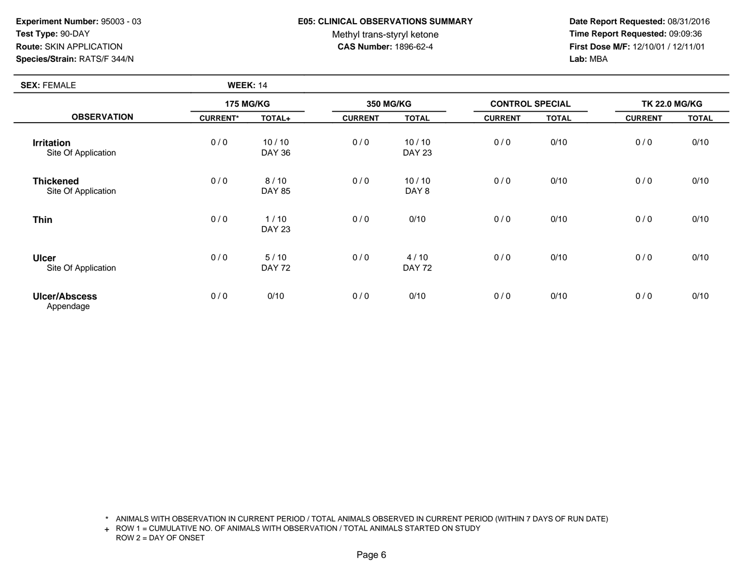**Experiment Number:** 95003 - 03
**Test Type:** 90-DAY
**Route:** SKIN APPLICATION
**Species/Strain:** RATS/F 344/N

**E05: CLINICAL OBSERVATIONS SUMMARY**
Methyl trans-styryl ketone
**CAS Number:** 1896-62-4

**Date Report Requested:** 08/31/2016
**Time Report Requested:** 09:09:36
**First Dose M/F:** 12/10/01 / 12/11/01
**Lab:** MBA

**SEX:** FEMALE **WEEK:** 14

| OBSERVATION | 175 MG/KG | | 350 MG/KG | | CONTROL SPECIAL | | TK 22.0 MG/KG | |
|---|---|---|---|---|---|---|---|---|
| | CURRENT* | TOTAL+ | CURRENT | TOTAL | CURRENT | TOTAL | CURRENT | TOTAL |
| **Irritation** Site Of Application | 0 / 0 | 10 / 10 DAY 36 | 0 / 0 | 10 / 10 DAY 23 | 0 / 0 | 0/10 | 0 / 0 | 0/10 |
| **Thickened** Site Of Application | 0 / 0 | 8 / 10 DAY 85 | 0 / 0 | 10 / 10 DAY 8 | 0 / 0 | 0/10 | 0 / 0 | 0/10 |
| **Thin** | 0 / 0 | 1 / 10 DAY 23 | 0 / 0 | 0/10 | 0 / 0 | 0/10 | 0 / 0 | 0/10 |
| **Ulcer** Site Of Application | 0 / 0 | 5 / 10 DAY 72 | 0 / 0 | 4 / 10 DAY 72 | 0 / 0 | 0/10 | 0 / 0 | 0/10 |
| **Ulcer/Abscess** Appendage | 0 / 0 | 0/10 | 0 / 0 | 0/10 | 0 / 0 | 0/10 | 0 / 0 | 0/10 |

\* ANIMALS WITH OBSERVATION IN CURRENT PERIOD / TOTAL ANIMALS OBSERVED IN CURRENT PERIOD (WITHIN 7 DAYS OF RUN DATE)
+ ROW 1 = CUMULATIVE NO. OF ANIMALS WITH OBSERVATION / TOTAL ANIMALS STARTED ON STUDY
ROW 2 = DAY OF ONSET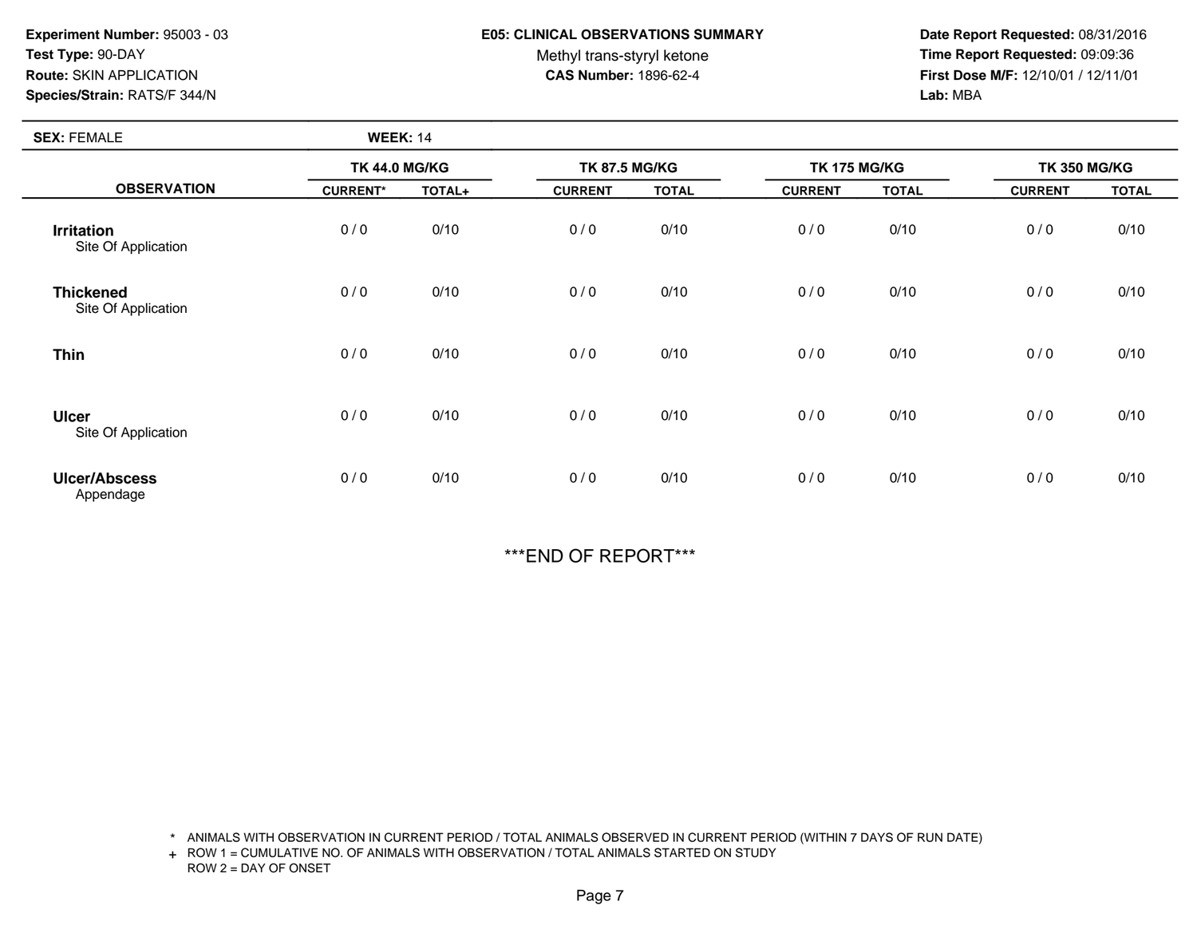**Experiment Number:** 95003 - 03
**Test Type:** 90-DAY
**Route:** SKIN APPLICATION
**Species/Strain:** RATS/F 344/N

**E05: CLINICAL OBSERVATIONS SUMMARY**
Methyl trans-styryl ketone
**CAS Number:** 1896-62-4

**Date Report Requested:** 08/31/2016
**Time Report Requested:** 09:09:36
**First Dose M/F:** 12/10/01 / 12/11/01
**Lab:** MBA

**SEX:** FEMALE **WEEK:** 14

| OBSERVATION | TK 44.0 MG/KG | | TK 87.5 MG/KG | | TK 175 MG/KG | | TK 350 MG/KG | |
|---|---|---|---|---|---|---|---|---|
| | CURRENT* | TOTAL+ | CURRENT | TOTAL | CURRENT | TOTAL | CURRENT | TOTAL |
| **Irritation** Site Of Application | 0 / 0 | 0/10 | 0 / 0 | 0/10 | 0 / 0 | 0/10 | 0 / 0 | 0/10 |
| **Thickened** Site Of Application | 0 / 0 | 0/10 | 0 / 0 | 0/10 | 0 / 0 | 0/10 | 0 / 0 | 0/10 |
| **Thin** | 0 / 0 | 0/10 | 0 / 0 | 0/10 | 0 / 0 | 0/10 | 0 / 0 | 0/10 |
| **Ulcer** Site Of Application | 0 / 0 | 0/10 | 0 / 0 | 0/10 | 0 / 0 | 0/10 | 0 / 0 | 0/10 |
| **Ulcer/Abscess** Appendage | 0 / 0 | 0/10 | 0 / 0 | 0/10 | 0 / 0 | 0/10 | 0 / 0 | 0/10 |

***END OF REPORT***

\* ANIMALS WITH OBSERVATION IN CURRENT PERIOD / TOTAL ANIMALS OBSERVED IN CURRENT PERIOD (WITHIN 7 DAYS OF RUN DATE)
\+ ROW 1 = CUMULATIVE NO. OF ANIMALS WITH OBSERVATION / TOTAL ANIMALS STARTED ON STUDY
ROW 2 = DAY OF ONSET